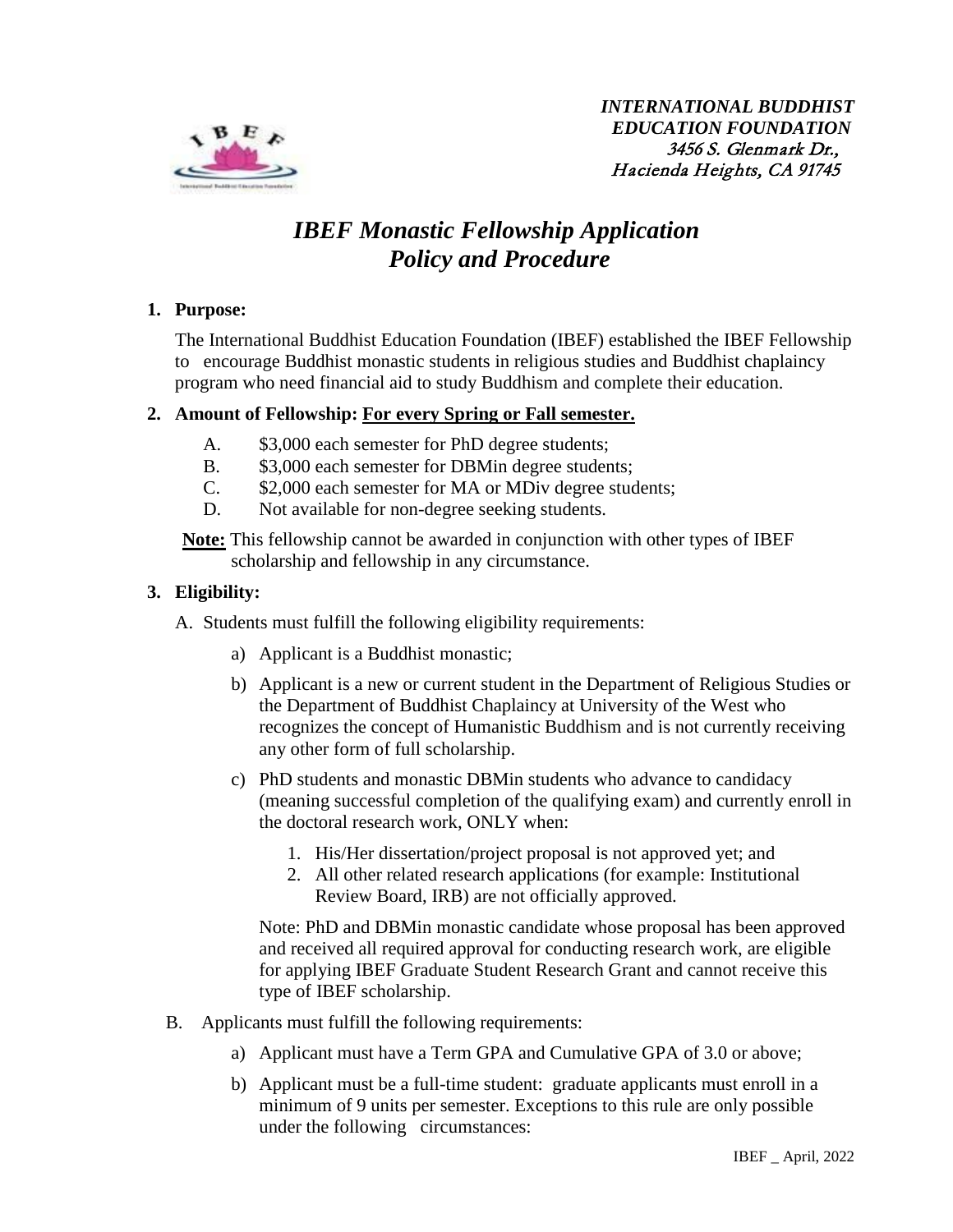*INTERNATIONAL BUDDHIST EDUCATION FOUNDATION*
*3456 S. Glenmark Dr., Hacienda Heights, CA 91745*

# *IBEF Monastic Fellowship Application Policy and Procedure*

**1. Purpose:**

The International Buddhist Education Foundation (IBEF) established the IBEF Fellowship to encourage Buddhist monastic students in religious studies and Buddhist chaplaincy program who need financial aid to study Buddhism and complete their education.

**2. Amount of Fellowship: For every Spring or Fall semester.**

- A. $3,000 each semester for PhD degree students;
- B. $3,000 each semester for DBMin degree students;
- C. $2,000 each semester for MA or MDiv degree students;
- D. Not available for non-degree seeking students.

**Note:** This fellowship cannot be awarded in conjunction with other types of IBEF scholarship and fellowship in any circumstance.

**3. Eligibility:**

A. Students must fulfill the following eligibility requirements:

- a) Applicant is a Buddhist monastic;
- b) Applicant is a new or current student in the Department of Religious Studies or the Department of Buddhist Chaplaincy at University of the West who recognizes the concept of Humanistic Buddhism and is not currently receiving any other form of full scholarship.
- c) PhD students and monastic DBMin students who advance to candidacy (meaning successful completion of the qualifying exam) and currently enroll in the doctoral research work, ONLY when:
    1. His/Her dissertation/project proposal is not approved yet; and
    2. All other related research applications (for example: Institutional Review Board, IRB) are not officially approved.

  Note: PhD and DBMin monastic candidate whose proposal has been approved and received all required approval for conducting research work, are eligible for applying IBEF Graduate Student Research Grant and cannot receive this type of IBEF scholarship.

B. Applicants must fulfill the following requirements:

- a) Applicant must have a Term GPA and Cumulative GPA of 3.0 or above;
- b) Applicant must be a full-time student: graduate applicants must enroll in a minimum of 9 units per semester. Exceptions to this rule are only possible under the following circumstances: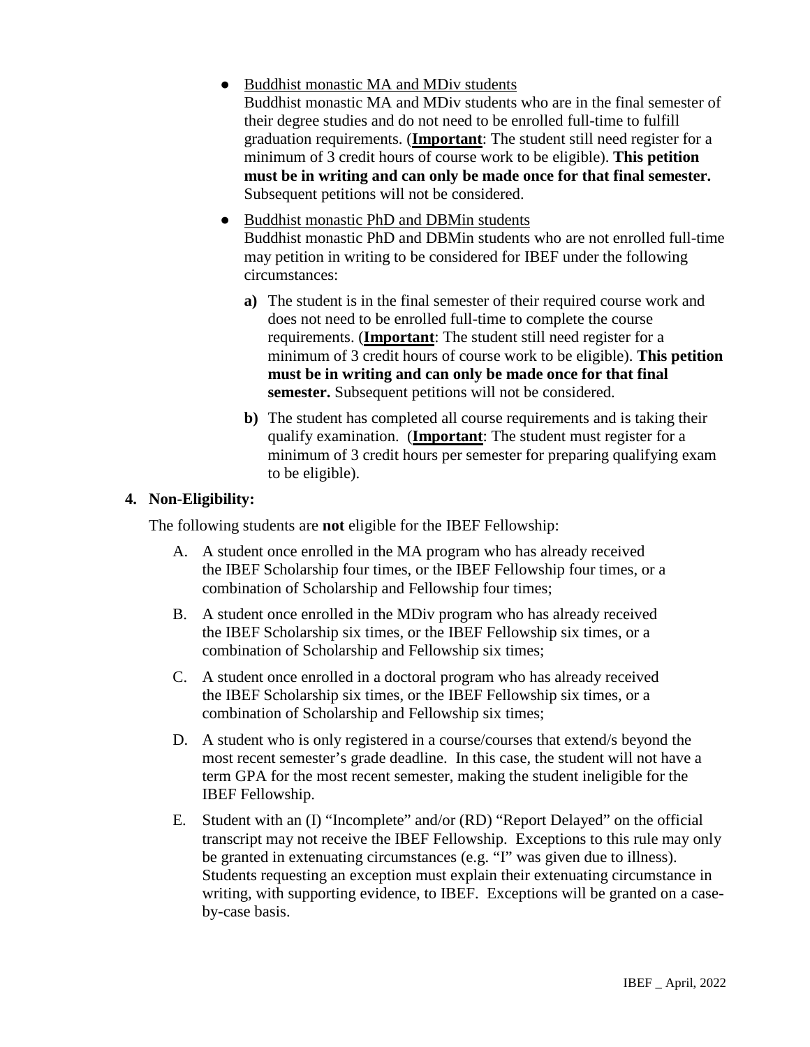- <u>Buddhist monastic MA and MDiv students</u>
  Buddhist monastic MA and MDiv students who are in the final semester of their degree studies and do not need to be enrolled full-time to fulfill graduation requirements. (**<u>Important</u>**: The student still need register for a minimum of 3 credit hours of course work to be eligible). **This petition must be in writing and can only be made once for that final semester.** Subsequent petitions will not be considered.

- <u>Buddhist monastic PhD and DBMin students</u>
  Buddhist monastic PhD and DBMin students who are not enrolled full-time may petition in writing to be considered for IBEF under the following circumstances:

  **a)** The student is in the final semester of their required course work and does not need to be enrolled full-time to complete the course requirements. (**<u>Important</u>**: The student still need register for a minimum of 3 credit hours of course work to be eligible). **This petition must be in writing and can only be made once for that final semester.** Subsequent petitions will not be considered.

  **b)** The student has completed all course requirements and is taking their qualify examination. (**<u>Important</u>**: The student must register for a minimum of 3 credit hours per semester for preparing qualifying exam to be eligible).

**4. Non-Eligibility:**

The following students are **not** eligible for the IBEF Fellowship:

A. A student once enrolled in the MA program who has already received the IBEF Scholarship four times, or the IBEF Fellowship four times, or a combination of Scholarship and Fellowship four times;

B. A student once enrolled in the MDiv program who has already received the IBEF Scholarship six times, or the IBEF Fellowship six times, or a combination of Scholarship and Fellowship six times;

C. A student once enrolled in a doctoral program who has already received the IBEF Scholarship six times, or the IBEF Fellowship six times, or a combination of Scholarship and Fellowship six times;

D. A student who is only registered in a course/courses that extend/s beyond the most recent semester's grade deadline. In this case, the student will not have a term GPA for the most recent semester, making the student ineligible for the IBEF Fellowship.

E. Student with an (I) "Incomplete" and/or (RD) "Report Delayed" on the official transcript may not receive the IBEF Fellowship. Exceptions to this rule may only be granted in extenuating circumstances (e.g. "I" was given due to illness). Students requesting an exception must explain their extenuating circumstance in writing, with supporting evidence, to IBEF. Exceptions will be granted on a case-by-case basis.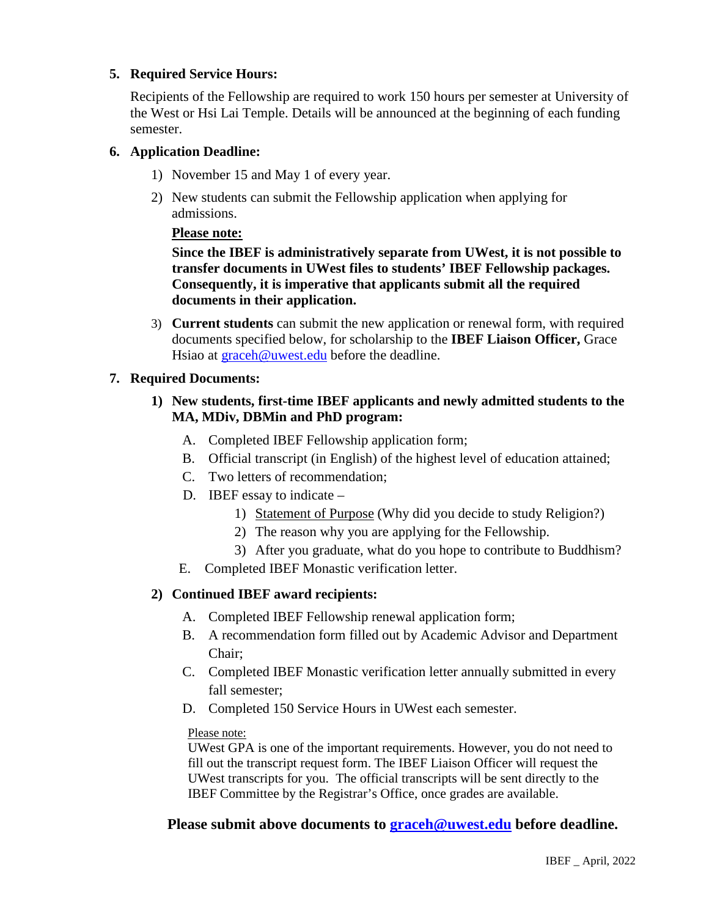**5. Required Service Hours:**

Recipients of the Fellowship are required to work 150 hours per semester at University of the West or Hsi Lai Temple. Details will be announced at the beginning of each funding semester.

**6. Application Deadline:**

1) November 15 and May 1 of every year.
2) New students can submit the Fellowship application when applying for admissions.

   **<u>Please note:</u>**

   **Since the IBEF is administratively separate from UWest, it is not possible to transfer documents in UWest files to students' IBEF Fellowship packages. Consequently, it is imperative that applicants submit all the required documents in their application.**

3) **Current students** can submit the new application or renewal form, with required documents specified below, for scholarship to the **IBEF Liaison Officer,** Grace Hsiao at graceh@uwest.edu before the deadline.

**7. Required Documents:**

**1) New students, first-time IBEF applicants and newly admitted students to the MA, MDiv, DBMin and PhD program:**

A. Completed IBEF Fellowship application form;
B. Official transcript (in English) of the highest level of education attained;
C. Two letters of recommendation;
D. IBEF essay to indicate –
   1) <u>Statement of Purpose</u> (Why did you decide to study Religion?)
   2) The reason why you are applying for the Fellowship.
   3) After you graduate, what do you hope to contribute to Buddhism?
E. Completed IBEF Monastic verification letter.

**2) Continued IBEF award recipients:**

A. Completed IBEF Fellowship renewal application form;
B. A recommendation form filled out by Academic Advisor and Department Chair;
C. Completed IBEF Monastic verification letter annually submitted in every fall semester;
D. Completed 150 Service Hours in UWest each semester.

<u>Please note:</u>
UWest GPA is one of the important requirements. However, you do not need to fill out the transcript request form. The IBEF Liaison Officer will request the UWest transcripts for you. The official transcripts will be sent directly to the IBEF Committee by the Registrar's Office, once grades are available.

**Please submit above documents to graceh@uwest.edu before deadline.**

IBEF _ April, 2022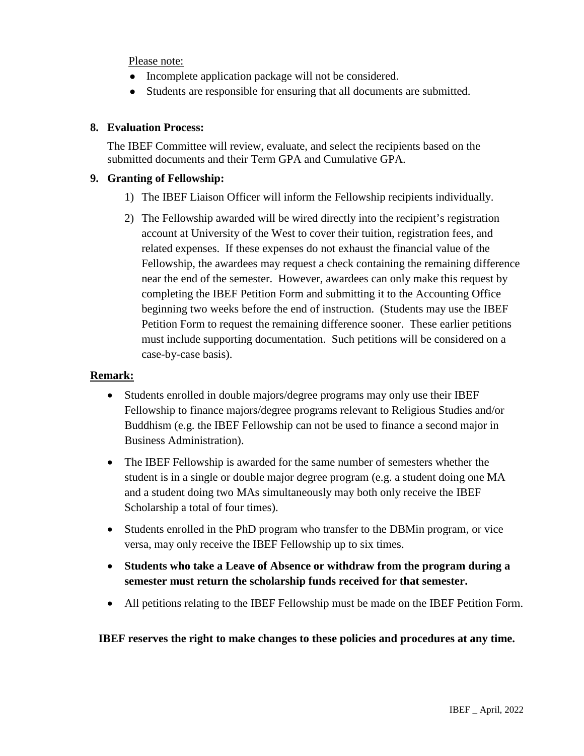Please note:

- Incomplete application package will not be considered.
- Students are responsible for ensuring that all documents are submitted.

**8. Evaluation Process:**

The IBEF Committee will review, evaluate, and select the recipients based on the submitted documents and their Term GPA and Cumulative GPA.

**9. Granting of Fellowship:**

1) The IBEF Liaison Officer will inform the Fellowship recipients individually.
2) The Fellowship awarded will be wired directly into the recipient's registration account at University of the West to cover their tuition, registration fees, and related expenses. If these expenses do not exhaust the financial value of the Fellowship, the awardees may request a check containing the remaining difference near the end of the semester. However, awardees can only make this request by completing the IBEF Petition Form and submitting it to the Accounting Office beginning two weeks before the end of instruction. (Students may use the IBEF Petition Form to request the remaining difference sooner. These earlier petitions must include supporting documentation. Such petitions will be considered on a case-by-case basis).

**Remark:**

- Students enrolled in double majors/degree programs may only use their IBEF Fellowship to finance majors/degree programs relevant to Religious Studies and/or Buddhism (e.g. the IBEF Fellowship can not be used to finance a second major in Business Administration).
- The IBEF Fellowship is awarded for the same number of semesters whether the student is in a single or double major degree program (e.g. a student doing one MA and a student doing two MAs simultaneously may both only receive the IBEF Scholarship a total of four times).
- Students enrolled in the PhD program who transfer to the DBMin program, or vice versa, may only receive the IBEF Fellowship up to six times.
- **Students who take a Leave of Absence or withdraw from the program during a semester must return the scholarship funds received for that semester.**
- All petitions relating to the IBEF Fellowship must be made on the IBEF Petition Form.

**IBEF reserves the right to make changes to these policies and procedures at any time.**

IBEF _ April, 2022